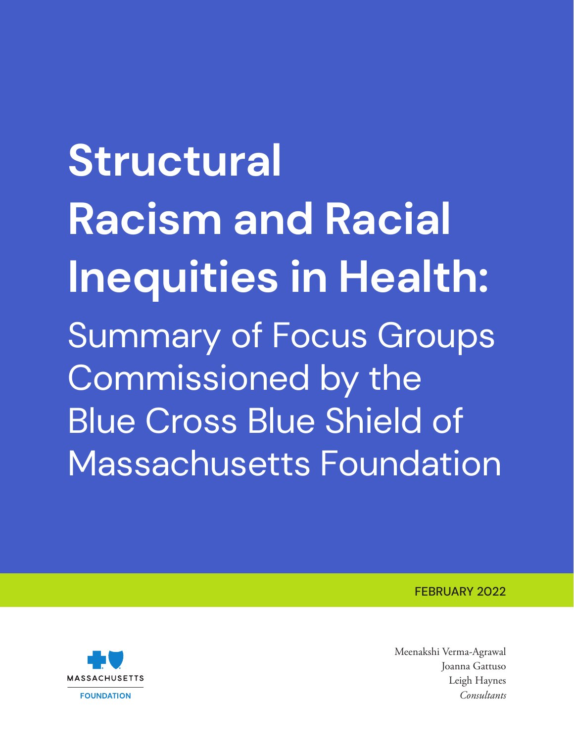# Structural Racism and Racial Inequities in Health:

## Summary of Focus Groups Commissioned by the Blue Cross Blue Shield of Massachusetts Foundation

FEBRUARY 2022

MASSACHUSETTS FOUNDATION

Meenakshi Verma-Agrawal
Joanna Gattuso
Leigh Haynes
*Consultants*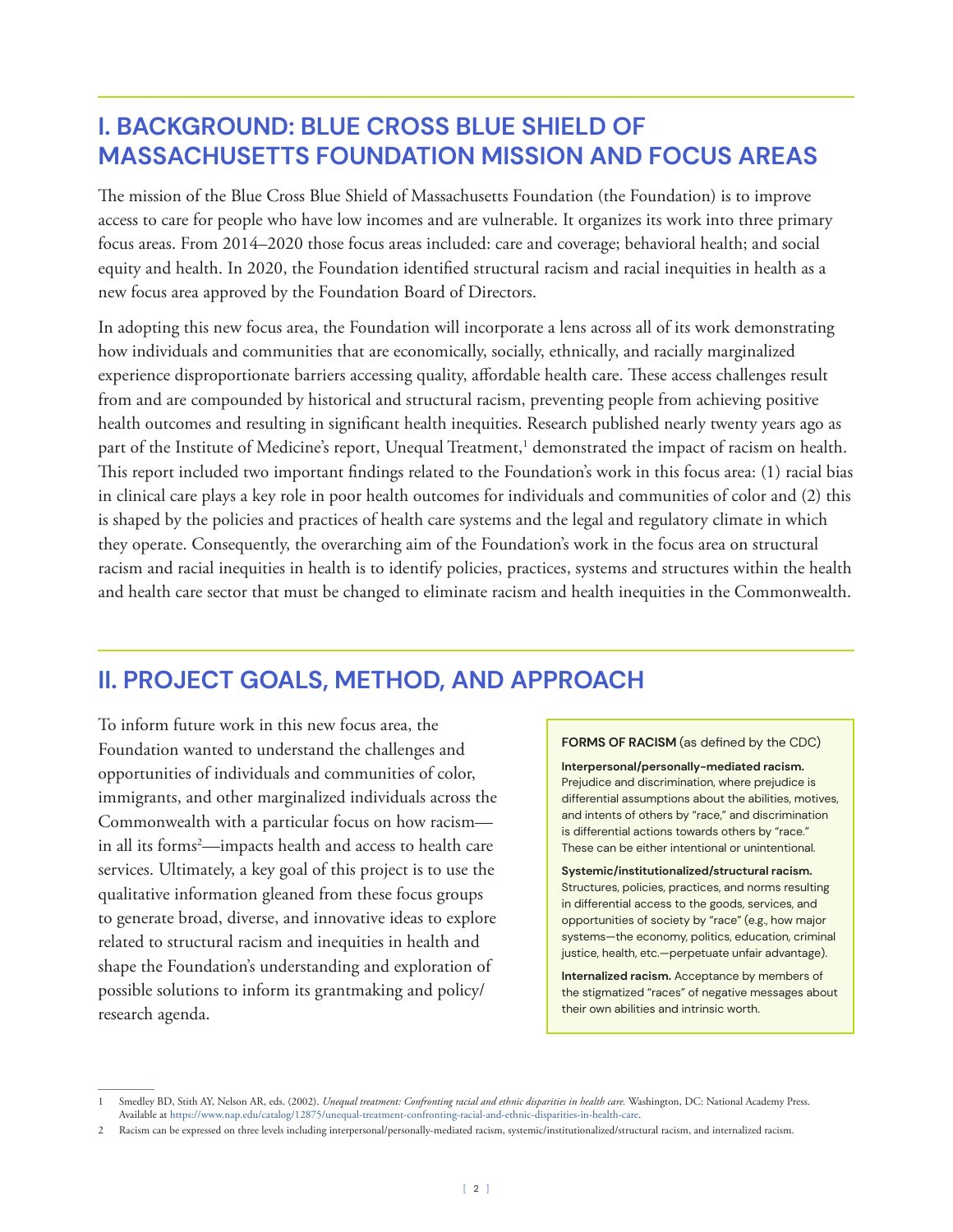## I. BACKGROUND: BLUE CROSS BLUE SHIELD OF MASSACHUSETTS FOUNDATION MISSION AND FOCUS AREAS

The mission of the Blue Cross Blue Shield of Massachusetts Foundation (the Foundation) is to improve access to care for people who have low incomes and are vulnerable. It organizes its work into three primary focus areas. From 2014–2020 those focus areas included: care and coverage; behavioral health; and social equity and health. In 2020, the Foundation identified structural racism and racial inequities in health as a new focus area approved by the Foundation Board of Directors.

In adopting this new focus area, the Foundation will incorporate a lens across all of its work demonstrating how individuals and communities that are economically, socially, ethnically, and racially marginalized experience disproportionate barriers accessing quality, affordable health care. These access challenges result from and are compounded by historical and structural racism, preventing people from achieving positive health outcomes and resulting in significant health inequities. Research published nearly twenty years ago as part of the Institute of Medicine's report, Unequal Treatment,[1] demonstrated the impact of racism on health. This report included two important findings related to the Foundation's work in this focus area: (1) racial bias in clinical care plays a key role in poor health outcomes for individuals and communities of color and (2) this is shaped by the policies and practices of health care systems and the legal and regulatory climate in which they operate. Consequently, the overarching aim of the Foundation's work in the focus area on structural racism and racial inequities in health is to identify policies, practices, systems and structures within the health and health care sector that must be changed to eliminate racism and health inequities in the Commonwealth.

## II. PROJECT GOALS, METHOD, AND APPROACH

To inform future work in this new focus area, the Foundation wanted to understand the challenges and opportunities of individuals and communities of color, immigrants, and other marginalized individuals across the Commonwealth with a particular focus on how racism—in all its forms[2]—impacts health and access to health care services. Ultimately, a key goal of this project is to use the qualitative information gleaned from these focus groups to generate broad, diverse, and innovative ideas to explore related to structural racism and inequities in health and shape the Foundation's understanding and exploration of possible solutions to inform its grantmaking and policy/research agenda.

**FORMS OF RACISM** (as defined by the CDC)

**Interpersonal/personally-mediated racism.** Prejudice and discrimination, where prejudice is differential assumptions about the abilities, motives, and intents of others by "race," and discrimination is differential actions towards others by "race." These can be either intentional or unintentional.

**Systemic/institutionalized/structural racism.** Structures, policies, practices, and norms resulting in differential access to the goods, services, and opportunities of society by "race" (e.g., how major systems—the economy, politics, education, criminal justice, health, etc.—perpetuate unfair advantage).

**Internalized racism.** Acceptance by members of the stigmatized "races" of negative messages about their own abilities and intrinsic worth.

---

1 Smedley BD, Stith AY, Nelson AR, eds. (2002). *Unequal treatment: Confronting racial and ethnic disparities in health care.* Washington, DC: National Academy Press. Available at https://www.nap.edu/catalog/12875/unequal-treatment-confronting-racial-and-ethnic-disparities-in-health-care.

2 Racism can be expressed on three levels including interpersonal/personally-mediated racism, systemic/institutionalized/structural racism, and internalized racism.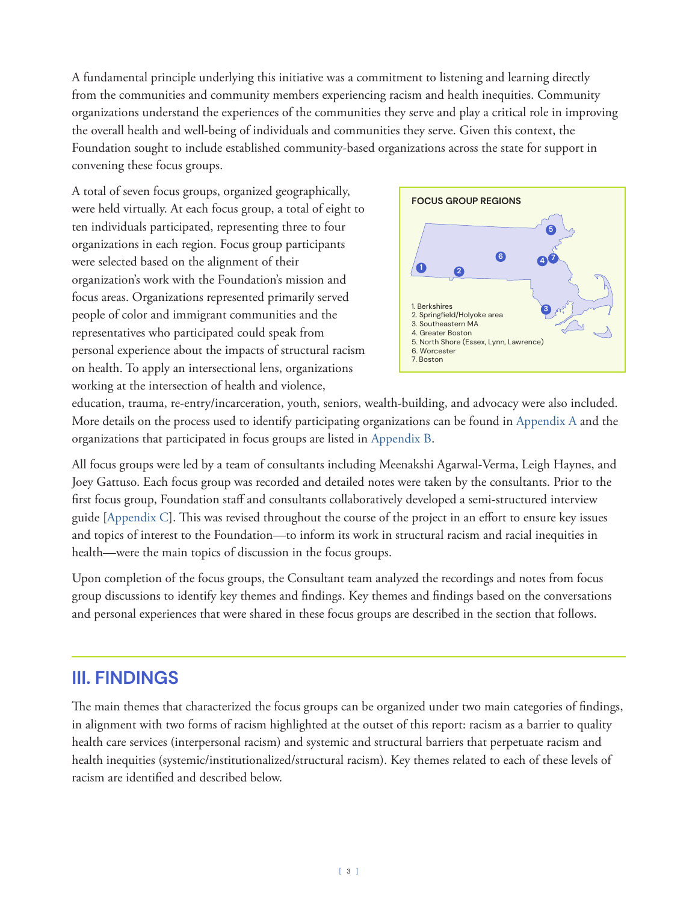A fundamental principle underlying this initiative was a commitment to listening and learning directly from the communities and community members experiencing racism and health inequities. Community organizations understand the experiences of the communities they serve and play a critical role in improving the overall health and well-being of individuals and communities they serve. Given this context, the Foundation sought to include established community-based organizations across the state for support in convening these focus groups.

A total of seven focus groups, organized geographically, were held virtually. At each focus group, a total of eight to ten individuals participated, representing three to four organizations in each region. Focus group participants were selected based on the alignment of their organization's work with the Foundation's mission and focus areas. Organizations represented primarily served people of color and immigrant communities and the representatives who participated could speak from personal experience about the impacts of structural racism on health. To apply an intersectional lens, organizations working at the intersection of health and violence, education, trauma, re-entry/incarceration, youth, seniors, wealth-building, and advocacy were also included. More details on the process used to identify participating organizations can be found in Appendix A and the organizations that participated in focus groups are listed in Appendix B.

**FOCUS GROUP REGIONS**

1. Berkshires
2. Springfield/Holyoke area
3. Southeastern MA
4. Greater Boston
5. North Shore (Essex, Lynn, Lawrence)
6. Worcester
7. Boston

All focus groups were led by a team of consultants including Meenakshi Agarwal-Verma, Leigh Haynes, and Joey Gattuso. Each focus group was recorded and detailed notes were taken by the consultants. Prior to the first focus group, Foundation staff and consultants collaboratively developed a semi-structured interview guide [Appendix C]. This was revised throughout the course of the project in an effort to ensure key issues and topics of interest to the Foundation—to inform its work in structural racism and racial inequities in health—were the main topics of discussion in the focus groups.

Upon completion of the focus groups, the Consultant team analyzed the recordings and notes from focus group discussions to identify key themes and findings. Key themes and findings based on the conversations and personal experiences that were shared in these focus groups are described in the section that follows.

## III. FINDINGS

The main themes that characterized the focus groups can be organized under two main categories of findings, in alignment with two forms of racism highlighted at the outset of this report: racism as a barrier to quality health care services (interpersonal racism) and systemic and structural barriers that perpetuate racism and health inequities (systemic/institutionalized/structural racism). Key themes related to each of these levels of racism are identified and described below.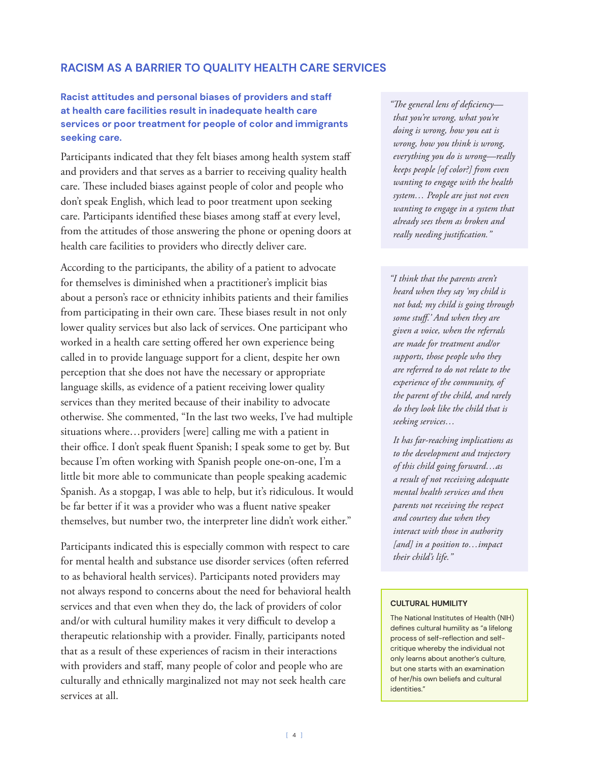## RACISM AS A BARRIER TO QUALITY HEALTH CARE SERVICES

### Racist attitudes and personal biases of providers and staff at health care facilities result in inadequate health care services or poor treatment for people of color and immigrants seeking care.

Participants indicated that they felt biases among health system staff and providers and that serves as a barrier to receiving quality health care. These included biases against people of color and people who don't speak English, which lead to poor treatment upon seeking care. Participants identified these biases among staff at every level, from the attitudes of those answering the phone or opening doors at health care facilities to providers who directly deliver care.

According to the participants, the ability of a patient to advocate for themselves is diminished when a practitioner's implicit bias about a person's race or ethnicity inhibits patients and their families from participating in their own care. These biases result in not only lower quality services but also lack of services. One participant who worked in a health care setting offered her own experience being called in to provide language support for a client, despite her own perception that she does not have the necessary or appropriate language skills, as evidence of a patient receiving lower quality services than they merited because of their inability to advocate otherwise. She commented, "In the last two weeks, I've had multiple situations where…providers [were] calling me with a patient in their office. I don't speak fluent Spanish; I speak some to get by. But because I'm often working with Spanish people one-on-one, I'm a little bit more able to communicate than people speaking academic Spanish. As a stopgap, I was able to help, but it's ridiculous. It would be far better if it was a provider who was a fluent native speaker themselves, but number two, the interpreter line didn't work either."

Participants indicated this is especially common with respect to care for mental health and substance use disorder services (often referred to as behavioral health services). Participants noted providers may not always respond to concerns about the need for behavioral health services and that even when they do, the lack of providers of color and/or with cultural humility makes it very difficult to develop a therapeutic relationship with a provider. Finally, participants noted that as a result of these experiences of racism in their interactions with providers and staff, many people of color and people who are culturally and ethnically marginalized not may not seek health care services at all.

> *"The general lens of deficiency—that you're wrong, what you're doing is wrong, how you eat is wrong, how you think is wrong, everything you do is wrong—really keeps people [of color?] from even wanting to engage with the health system… People are just not even wanting to engage in a system that already sees them as broken and really needing justification."*

> *"I think that the parents aren't heard when they say 'my child is not bad; my child is going through some stuff.' And when they are given a voice, when the referrals are made for treatment and/or supports, those people who they are referred to do not relate to the experience of the community, of the parent of the child, and rarely do they look like the child that is seeking services…*
>
> *It has far-reaching implications as to the development and trajectory of this child going forward…as a result of not receiving adequate mental health services and then parents not receiving the respect and courtesy due when they interact with those in authority [and] in a position to…impact their child's life."*

**CULTURAL HUMILITY**

The National Institutes of Health (NIH) defines cultural humility as "a lifelong process of self-reflection and self-critique whereby the individual not only learns about another's culture, but one starts with an examination of her/his own beliefs and cultural identities."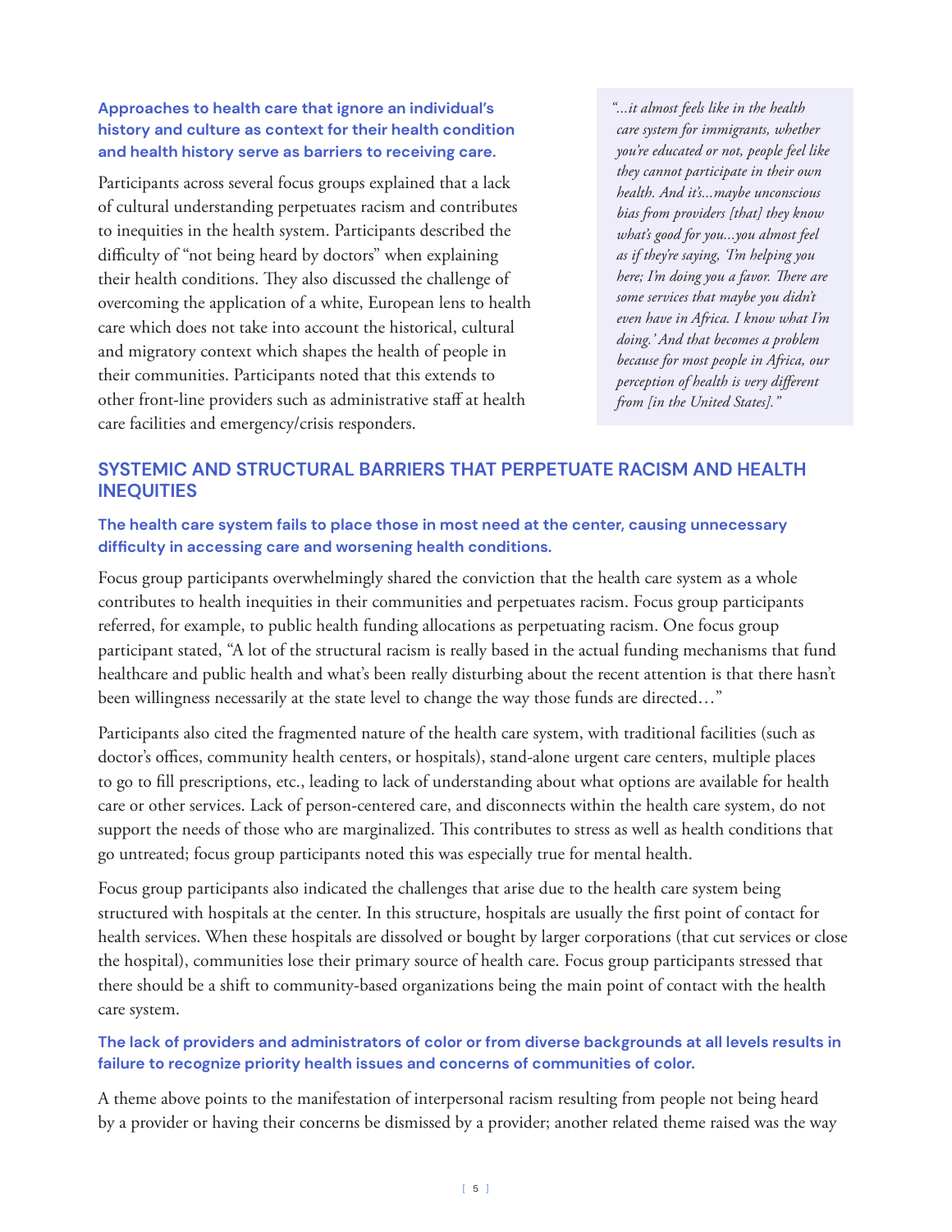**Approaches to health care that ignore an individual's history and culture as context for their health condition and health history serve as barriers to receiving care.**

Participants across several focus groups explained that a lack of cultural understanding perpetuates racism and contributes to inequities in the health system. Participants described the difficulty of "not being heard by doctors" when explaining their health conditions. They also discussed the challenge of overcoming the application of a white, European lens to health care which does not take into account the historical, cultural and migratory context which shapes the health of people in their communities. Participants noted that this extends to other front-line providers such as administrative staff at health care facilities and emergency/crisis responders.

> *"...it almost feels like in the health care system for immigrants, whether you're educated or not, people feel like they cannot participate in their own health. And it's...maybe unconscious bias from providers [that] they know what's good for you...you almost feel as if they're saying, 'I'm helping you here; I'm doing you a favor. There are some services that maybe you didn't even have in Africa. I know what I'm doing.' And that becomes a problem because for most people in Africa, our perception of health is very different from [in the United States]."*

## SYSTEMIC AND STRUCTURAL BARRIERS THAT PERPETUATE RACISM AND HEALTH INEQUITIES

**The health care system fails to place those in most need at the center, causing unnecessary difficulty in accessing care and worsening health conditions.**

Focus group participants overwhelmingly shared the conviction that the health care system as a whole contributes to health inequities in their communities and perpetuates racism. Focus group participants referred, for example, to public health funding allocations as perpetuating racism. One focus group participant stated, "A lot of the structural racism is really based in the actual funding mechanisms that fund healthcare and public health and what's been really disturbing about the recent attention is that there hasn't been willingness necessarily at the state level to change the way those funds are directed…"

Participants also cited the fragmented nature of the health care system, with traditional facilities (such as doctor's offices, community health centers, or hospitals), stand-alone urgent care centers, multiple places to go to fill prescriptions, etc., leading to lack of understanding about what options are available for health care or other services. Lack of person-centered care, and disconnects within the health care system, do not support the needs of those who are marginalized. This contributes to stress as well as health conditions that go untreated; focus group participants noted this was especially true for mental health.

Focus group participants also indicated the challenges that arise due to the health care system being structured with hospitals at the center. In this structure, hospitals are usually the first point of contact for health services. When these hospitals are dissolved or bought by larger corporations (that cut services or close the hospital), communities lose their primary source of health care. Focus group participants stressed that there should be a shift to community-based organizations being the main point of contact with the health care system.

**The lack of providers and administrators of color or from diverse backgrounds at all levels results in failure to recognize priority health issues and concerns of communities of color.**

A theme above points to the manifestation of interpersonal racism resulting from people not being heard by a provider or having their concerns be dismissed by a provider; another related theme raised was the way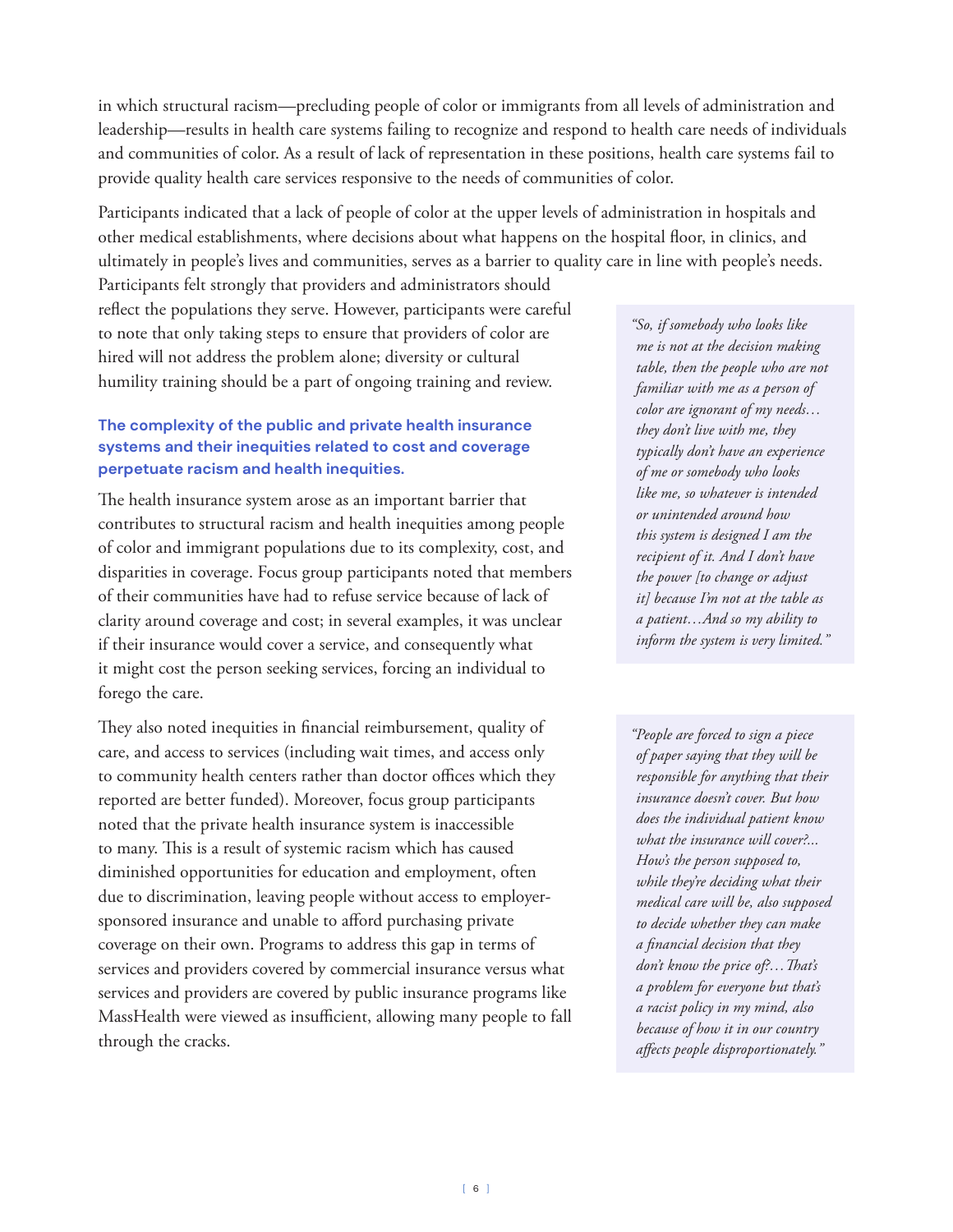in which structural racism—precluding people of color or immigrants from all levels of administration and leadership—results in health care systems failing to recognize and respond to health care needs of individuals and communities of color. As a result of lack of representation in these positions, health care systems fail to provide quality health care services responsive to the needs of communities of color.

Participants indicated that a lack of people of color at the upper levels of administration in hospitals and other medical establishments, where decisions about what happens on the hospital floor, in clinics, and ultimately in people's lives and communities, serves as a barrier to quality care in line with people's needs. Participants felt strongly that providers and administrators should reflect the populations they serve. However, participants were careful to note that only taking steps to ensure that providers of color are hired will not address the problem alone; diversity or cultural humility training should be a part of ongoing training and review.

> *"So, if somebody who looks like me is not at the decision making table, then the people who are not familiar with me as a person of color are ignorant of my needs… they don't live with me, they typically don't have an experience of me or somebody who looks like me, so whatever is intended or unintended around how this system is designed I am the recipient of it. And I don't have the power [to change or adjust it] because I'm not at the table as a patient…And so my ability to inform the system is very limited."*

### The complexity of the public and private health insurance systems and their inequities related to cost and coverage perpetuate racism and health inequities.

The health insurance system arose as an important barrier that contributes to structural racism and health inequities among people of color and immigrant populations due to its complexity, cost, and disparities in coverage. Focus group participants noted that members of their communities have had to refuse service because of lack of clarity around coverage and cost; in several examples, it was unclear if their insurance would cover a service, and consequently what it might cost the person seeking services, forcing an individual to forego the care.

They also noted inequities in financial reimbursement, quality of care, and access to services (including wait times, and access only to community health centers rather than doctor offices which they reported are better funded). Moreover, focus group participants noted that the private health insurance system is inaccessible to many. This is a result of systemic racism which has caused diminished opportunities for education and employment, often due to discrimination, leaving people without access to employer-sponsored insurance and unable to afford purchasing private coverage on their own. Programs to address this gap in terms of services and providers covered by commercial insurance versus what services and providers are covered by public insurance programs like MassHealth were viewed as insufficient, allowing many people to fall through the cracks.

> *"People are forced to sign a piece of paper saying that they will be responsible for anything that their insurance doesn't cover. But how does the individual patient know what the insurance will cover?... How's the person supposed to, while they're deciding what their medical care will be, also supposed to decide whether they can make a financial decision that they don't know the price of?…That's a problem for everyone but that's a racist policy in my mind, also because of how it in our country affects people disproportionately."*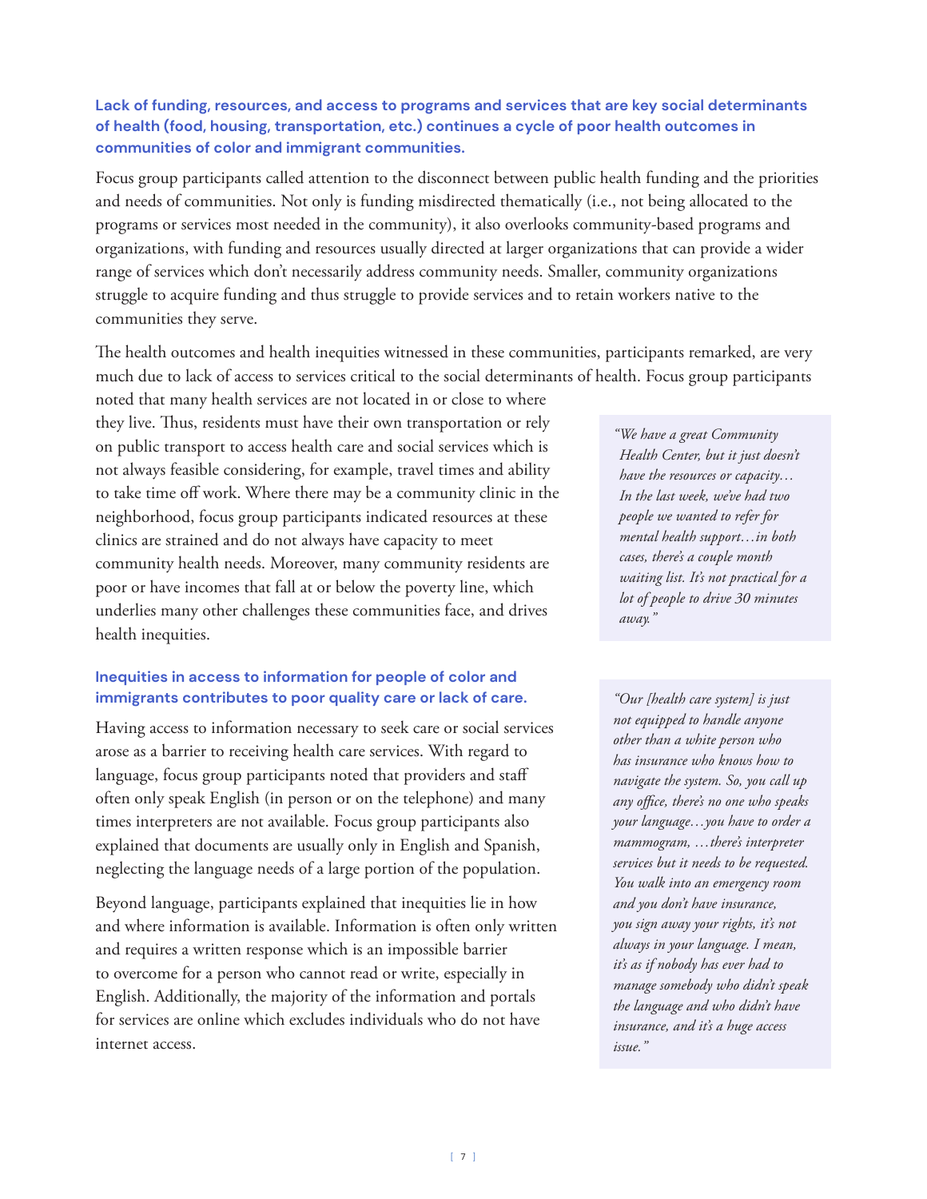### Lack of funding, resources, and access to programs and services that are key social determinants of health (food, housing, transportation, etc.) continues a cycle of poor health outcomes in communities of color and immigrant communities.

Focus group participants called attention to the disconnect between public health funding and the priorities and needs of communities. Not only is funding misdirected thematically (i.e., not being allocated to the programs or services most needed in the community), it also overlooks community-based programs and organizations, with funding and resources usually directed at larger organizations that can provide a wider range of services which don't necessarily address community needs. Smaller, community organizations struggle to acquire funding and thus struggle to provide services and to retain workers native to the communities they serve.

The health outcomes and health inequities witnessed in these communities, participants remarked, are very much due to lack of access to services critical to the social determinants of health. Focus group participants noted that many health services are not located in or close to where they live. Thus, residents must have their own transportation or rely on public transport to access health care and social services which is not always feasible considering, for example, travel times and ability to take time off work. Where there may be a community clinic in the neighborhood, focus group participants indicated resources at these clinics are strained and do not always have capacity to meet community health needs. Moreover, many community residents are poor or have incomes that fall at or below the poverty line, which underlies many other challenges these communities face, and drives health inequities.

> *"We have a great Community Health Center, but it just doesn't have the resources or capacity… In the last week, we've had two people we wanted to refer for mental health support…in both cases, there's a couple month waiting list. It's not practical for a lot of people to drive 30 minutes away."*

### Inequities in access to information for people of color and immigrants contributes to poor quality care or lack of care.

Having access to information necessary to seek care or social services arose as a barrier to receiving health care services. With regard to language, focus group participants noted that providers and staff often only speak English (in person or on the telephone) and many times interpreters are not available. Focus group participants also explained that documents are usually only in English and Spanish, neglecting the language needs of a large portion of the population.

Beyond language, participants explained that inequities lie in how and where information is available. Information is often only written and requires a written response which is an impossible barrier to overcome for a person who cannot read or write, especially in English. Additionally, the majority of the information and portals for services are online which excludes individuals who do not have internet access.

> *"Our [health care system] is just not equipped to handle anyone other than a white person who has insurance who knows how to navigate the system. So, you call up any office, there's no one who speaks your language…you have to order a mammogram, …there's interpreter services but it needs to be requested. You walk into an emergency room and you don't have insurance, you sign away your rights, it's not always in your language. I mean, it's as if nobody has ever had to manage somebody who didn't speak the language and who didn't have insurance, and it's a huge access issue."*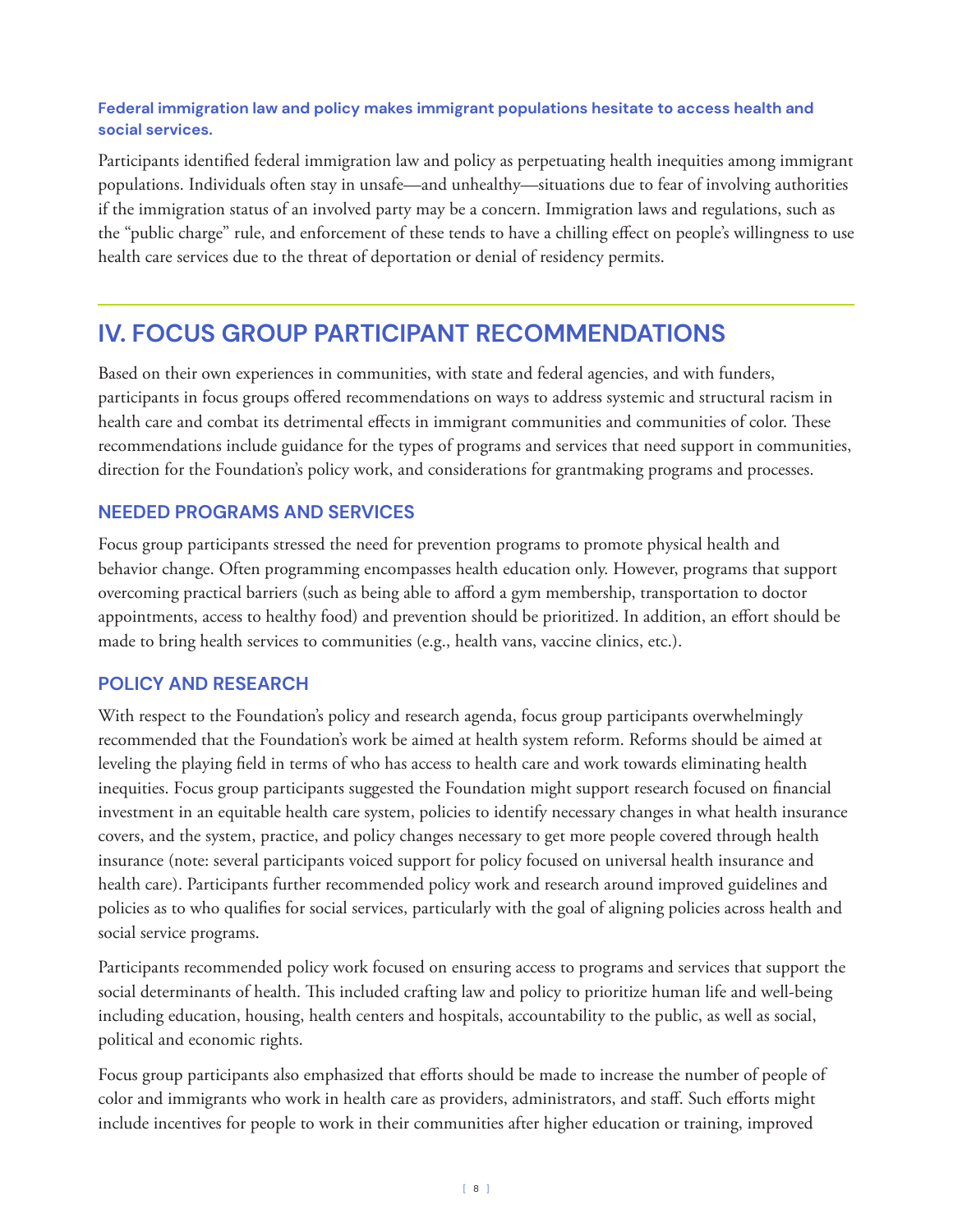**Federal immigration law and policy makes immigrant populations hesitate to access health and social services.**

Participants identified federal immigration law and policy as perpetuating health inequities among immigrant populations. Individuals often stay in unsafe—and unhealthy—situations due to fear of involving authorities if the immigration status of an involved party may be a concern. Immigration laws and regulations, such as the "public charge" rule, and enforcement of these tends to have a chilling effect on people's willingness to use health care services due to the threat of deportation or denial of residency permits.

## IV. FOCUS GROUP PARTICIPANT RECOMMENDATIONS

Based on their own experiences in communities, with state and federal agencies, and with funders, participants in focus groups offered recommendations on ways to address systemic and structural racism in health care and combat its detrimental effects in immigrant communities and communities of color. These recommendations include guidance for the types of programs and services that need support in communities, direction for the Foundation's policy work, and considerations for grantmaking programs and processes.

### NEEDED PROGRAMS AND SERVICES

Focus group participants stressed the need for prevention programs to promote physical health and behavior change. Often programming encompasses health education only. However, programs that support overcoming practical barriers (such as being able to afford a gym membership, transportation to doctor appointments, access to healthy food) and prevention should be prioritized. In addition, an effort should be made to bring health services to communities (e.g., health vans, vaccine clinics, etc.).

### POLICY AND RESEARCH

With respect to the Foundation's policy and research agenda, focus group participants overwhelmingly recommended that the Foundation's work be aimed at health system reform. Reforms should be aimed at leveling the playing field in terms of who has access to health care and work towards eliminating health inequities. Focus group participants suggested the Foundation might support research focused on financial investment in an equitable health care system, policies to identify necessary changes in what health insurance covers, and the system, practice, and policy changes necessary to get more people covered through health insurance (note: several participants voiced support for policy focused on universal health insurance and health care). Participants further recommended policy work and research around improved guidelines and policies as to who qualifies for social services, particularly with the goal of aligning policies across health and social service programs.

Participants recommended policy work focused on ensuring access to programs and services that support the social determinants of health. This included crafting law and policy to prioritize human life and well-being including education, housing, health centers and hospitals, accountability to the public, as well as social, political and economic rights.

Focus group participants also emphasized that efforts should be made to increase the number of people of color and immigrants who work in health care as providers, administrators, and staff. Such efforts might include incentives for people to work in their communities after higher education or training, improved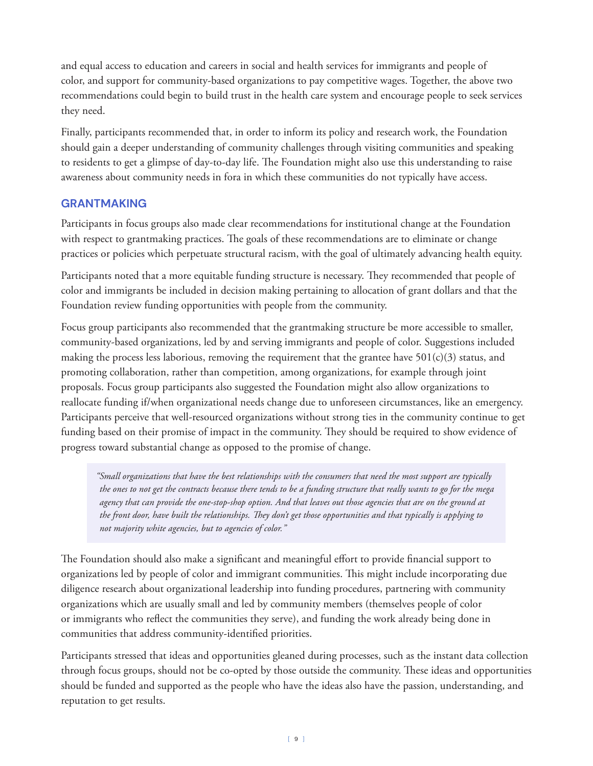and equal access to education and careers in social and health services for immigrants and people of color, and support for community-based organizations to pay competitive wages. Together, the above two recommendations could begin to build trust in the health care system and encourage people to seek services they need.

Finally, participants recommended that, in order to inform its policy and research work, the Foundation should gain a deeper understanding of community challenges through visiting communities and speaking to residents to get a glimpse of day-to-day life. The Foundation might also use this understanding to raise awareness about community needs in fora in which these communities do not typically have access.

## GRANTMAKING

Participants in focus groups also made clear recommendations for institutional change at the Foundation with respect to grantmaking practices. The goals of these recommendations are to eliminate or change practices or policies which perpetuate structural racism, with the goal of ultimately advancing health equity.

Participants noted that a more equitable funding structure is necessary. They recommended that people of color and immigrants be included in decision making pertaining to allocation of grant dollars and that the Foundation review funding opportunities with people from the community.

Focus group participants also recommended that the grantmaking structure be more accessible to smaller, community-based organizations, led by and serving immigrants and people of color. Suggestions included making the process less laborious, removing the requirement that the grantee have 501(c)(3) status, and promoting collaboration, rather than competition, among organizations, for example through joint proposals. Focus group participants also suggested the Foundation might also allow organizations to reallocate funding if/when organizational needs change due to unforeseen circumstances, like an emergency. Participants perceive that well-resourced organizations without strong ties in the community continue to get funding based on their promise of impact in the community. They should be required to show evidence of progress toward substantial change as opposed to the promise of change.

> *"Small organizations that have the best relationships with the consumers that need the most support are typically the ones to not get the contracts because there tends to be a funding structure that really wants to go for the mega agency that can provide the one-stop-shop option. And that leaves out those agencies that are on the ground at the front door, have built the relationships. They don't get those opportunities and that typically is applying to not majority white agencies, but to agencies of color."*

The Foundation should also make a significant and meaningful effort to provide financial support to organizations led by people of color and immigrant communities. This might include incorporating due diligence research about organizational leadership into funding procedures, partnering with community organizations which are usually small and led by community members (themselves people of color or immigrants who reflect the communities they serve), and funding the work already being done in communities that address community-identified priorities.

Participants stressed that ideas and opportunities gleaned during processes, such as the instant data collection through focus groups, should not be co-opted by those outside the community. These ideas and opportunities should be funded and supported as the people who have the ideas also have the passion, understanding, and reputation to get results.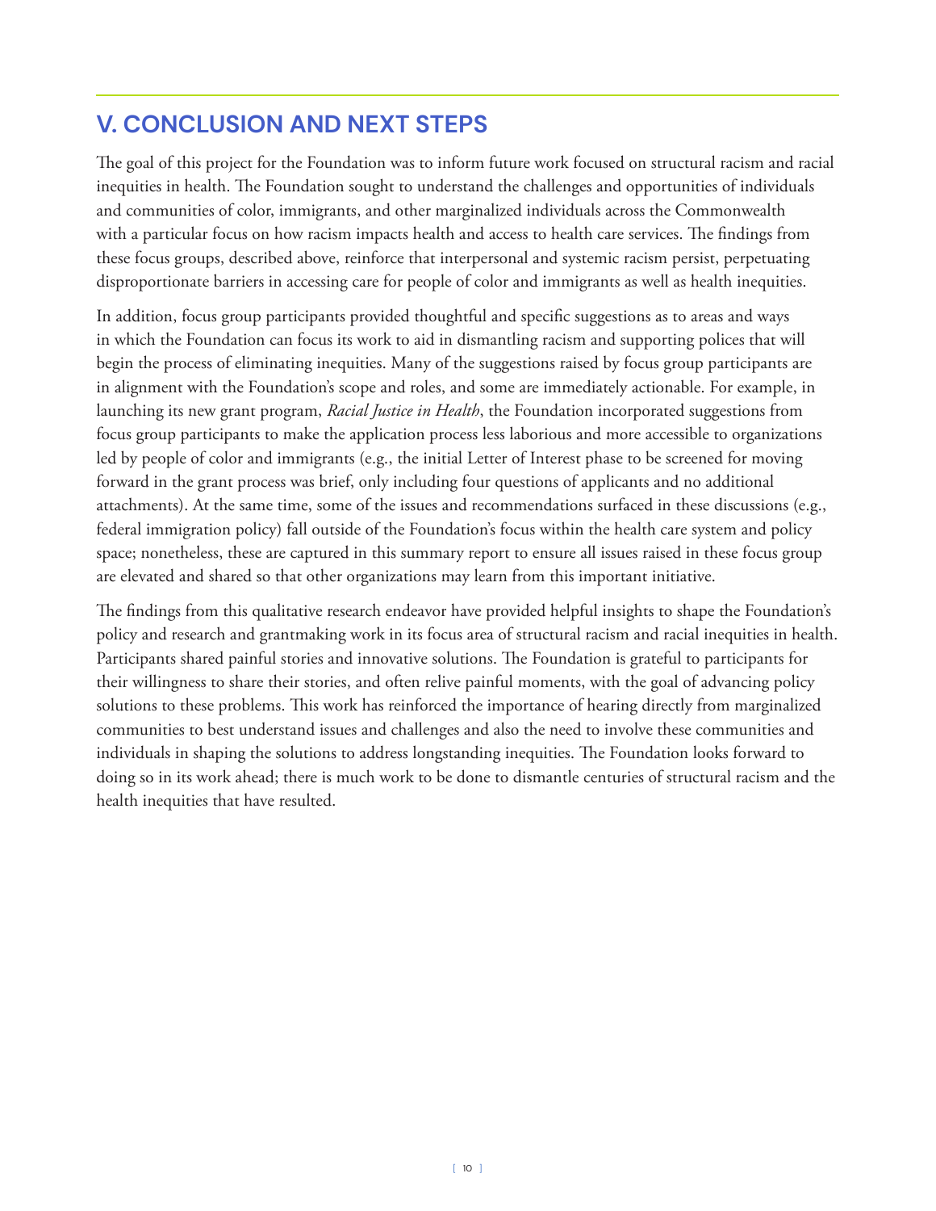## V. CONCLUSION AND NEXT STEPS

The goal of this project for the Foundation was to inform future work focused on structural racism and racial inequities in health. The Foundation sought to understand the challenges and opportunities of individuals and communities of color, immigrants, and other marginalized individuals across the Commonwealth with a particular focus on how racism impacts health and access to health care services. The findings from these focus groups, described above, reinforce that interpersonal and systemic racism persist, perpetuating disproportionate barriers in accessing care for people of color and immigrants as well as health inequities.

In addition, focus group participants provided thoughtful and specific suggestions as to areas and ways in which the Foundation can focus its work to aid in dismantling racism and supporting polices that will begin the process of eliminating inequities. Many of the suggestions raised by focus group participants are in alignment with the Foundation's scope and roles, and some are immediately actionable. For example, in launching its new grant program, *Racial Justice in Health*, the Foundation incorporated suggestions from focus group participants to make the application process less laborious and more accessible to organizations led by people of color and immigrants (e.g., the initial Letter of Interest phase to be screened for moving forward in the grant process was brief, only including four questions of applicants and no additional attachments). At the same time, some of the issues and recommendations surfaced in these discussions (e.g., federal immigration policy) fall outside of the Foundation's focus within the health care system and policy space; nonetheless, these are captured in this summary report to ensure all issues raised in these focus group are elevated and shared so that other organizations may learn from this important initiative.

The findings from this qualitative research endeavor have provided helpful insights to shape the Foundation's policy and research and grantmaking work in its focus area of structural racism and racial inequities in health. Participants shared painful stories and innovative solutions. The Foundation is grateful to participants for their willingness to share their stories, and often relive painful moments, with the goal of advancing policy solutions to these problems. This work has reinforced the importance of hearing directly from marginalized communities to best understand issues and challenges and also the need to involve these communities and individuals in shaping the solutions to address longstanding inequities. The Foundation looks forward to doing so in its work ahead; there is much work to be done to dismantle centuries of structural racism and the health inequities that have resulted.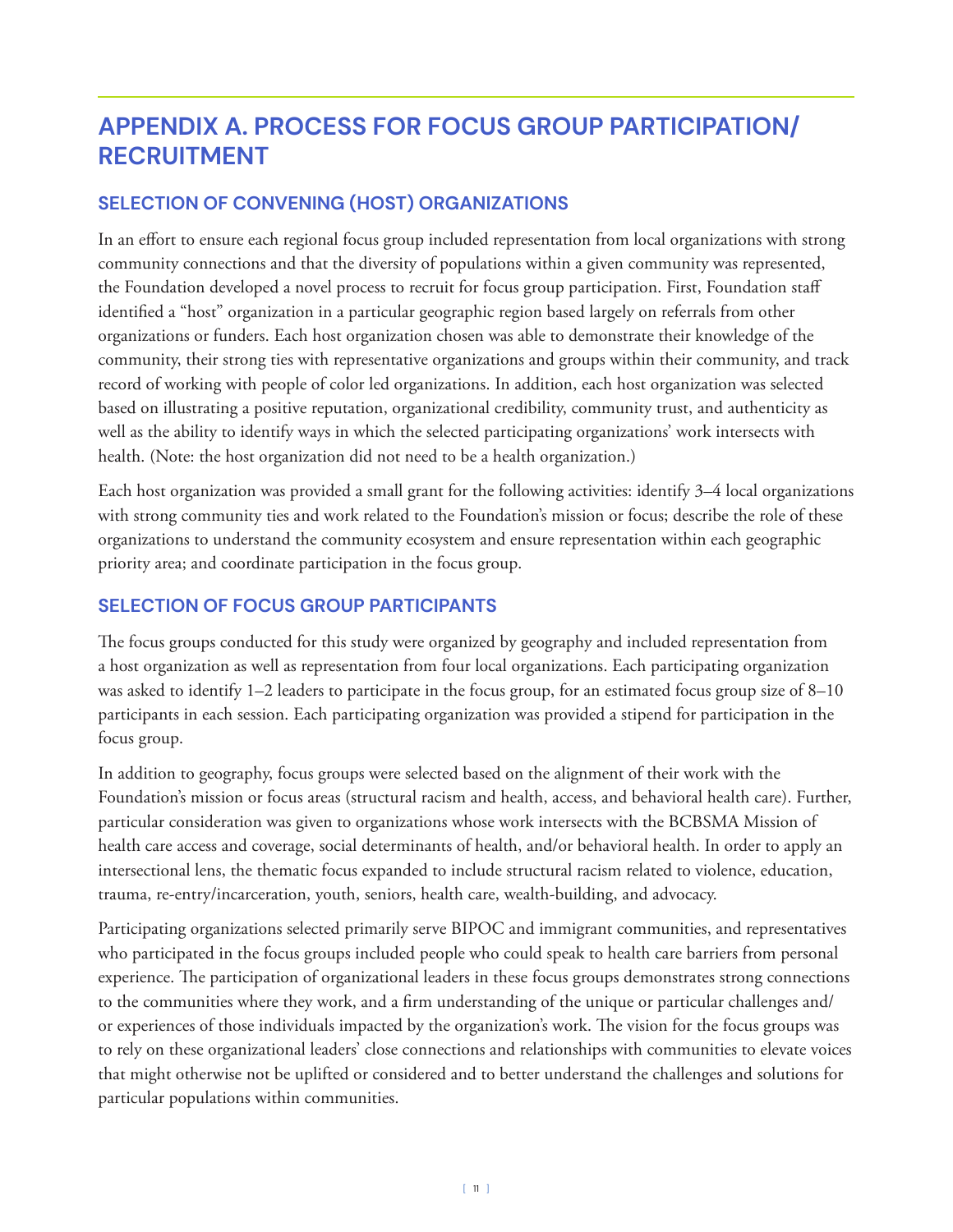# APPENDIX A. PROCESS FOR FOCUS GROUP PARTICIPATION/ RECRUITMENT

## SELECTION OF CONVENING (HOST) ORGANIZATIONS

In an effort to ensure each regional focus group included representation from local organizations with strong community connections and that the diversity of populations within a given community was represented, the Foundation developed a novel process to recruit for focus group participation. First, Foundation staff identified a "host" organization in a particular geographic region based largely on referrals from other organizations or funders. Each host organization chosen was able to demonstrate their knowledge of the community, their strong ties with representative organizations and groups within their community, and track record of working with people of color led organizations. In addition, each host organization was selected based on illustrating a positive reputation, organizational credibility, community trust, and authenticity as well as the ability to identify ways in which the selected participating organizations' work intersects with health. (Note: the host organization did not need to be a health organization.)

Each host organization was provided a small grant for the following activities: identify 3–4 local organizations with strong community ties and work related to the Foundation's mission or focus; describe the role of these organizations to understand the community ecosystem and ensure representation within each geographic priority area; and coordinate participation in the focus group.

## SELECTION OF FOCUS GROUP PARTICIPANTS

The focus groups conducted for this study were organized by geography and included representation from a host organization as well as representation from four local organizations. Each participating organization was asked to identify 1–2 leaders to participate in the focus group, for an estimated focus group size of 8–10 participants in each session. Each participating organization was provided a stipend for participation in the focus group.

In addition to geography, focus groups were selected based on the alignment of their work with the Foundation's mission or focus areas (structural racism and health, access, and behavioral health care). Further, particular consideration was given to organizations whose work intersects with the BCBSMA Mission of health care access and coverage, social determinants of health, and/or behavioral health. In order to apply an intersectional lens, the thematic focus expanded to include structural racism related to violence, education, trauma, re-entry/incarceration, youth, seniors, health care, wealth-building, and advocacy.

Participating organizations selected primarily serve BIPOC and immigrant communities, and representatives who participated in the focus groups included people who could speak to health care barriers from personal experience. The participation of organizational leaders in these focus groups demonstrates strong connections to the communities where they work, and a firm understanding of the unique or particular challenges and/or experiences of those individuals impacted by the organization's work. The vision for the focus groups was to rely on these organizational leaders' close connections and relationships with communities to elevate voices that might otherwise not be uplifted or considered and to better understand the challenges and solutions for particular populations within communities.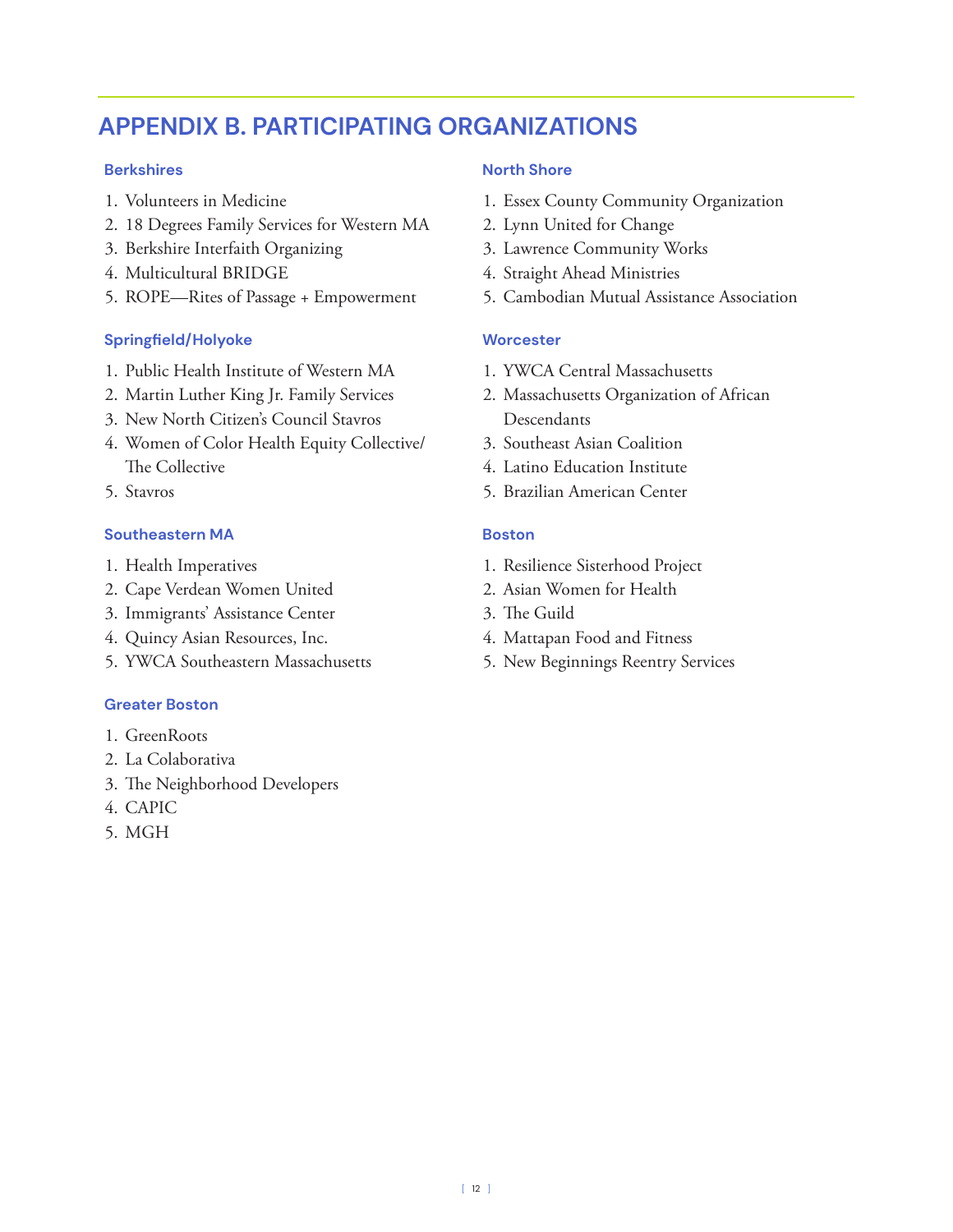# APPENDIX B. PARTICIPATING ORGANIZATIONS

### Berkshires

1. Volunteers in Medicine
2. 18 Degrees Family Services for Western MA
3. Berkshire Interfaith Organizing
4. Multicultural BRIDGE
5. ROPE—Rites of Passage + Empowerment

### Springfield/Holyoke

1. Public Health Institute of Western MA
2. Martin Luther King Jr. Family Services
3. New North Citizen's Council Stavros
4. Women of Color Health Equity Collective/ The Collective
5. Stavros

### Southeastern MA

1. Health Imperatives
2. Cape Verdean Women United
3. Immigrants' Assistance Center
4. Quincy Asian Resources, Inc.
5. YWCA Southeastern Massachusetts

### Greater Boston

1. GreenRoots
2. La Colaborativa
3. The Neighborhood Developers
4. CAPIC
5. MGH

### North Shore

1. Essex County Community Organization
2. Lynn United for Change
3. Lawrence Community Works
4. Straight Ahead Ministries
5. Cambodian Mutual Assistance Association

### Worcester

1. YWCA Central Massachusetts
2. Massachusetts Organization of African Descendants
3. Southeast Asian Coalition
4. Latino Education Institute
5. Brazilian American Center

### Boston

1. Resilience Sisterhood Project
2. Asian Women for Health
3. The Guild
4. Mattapan Food and Fitness
5. New Beginnings Reentry Services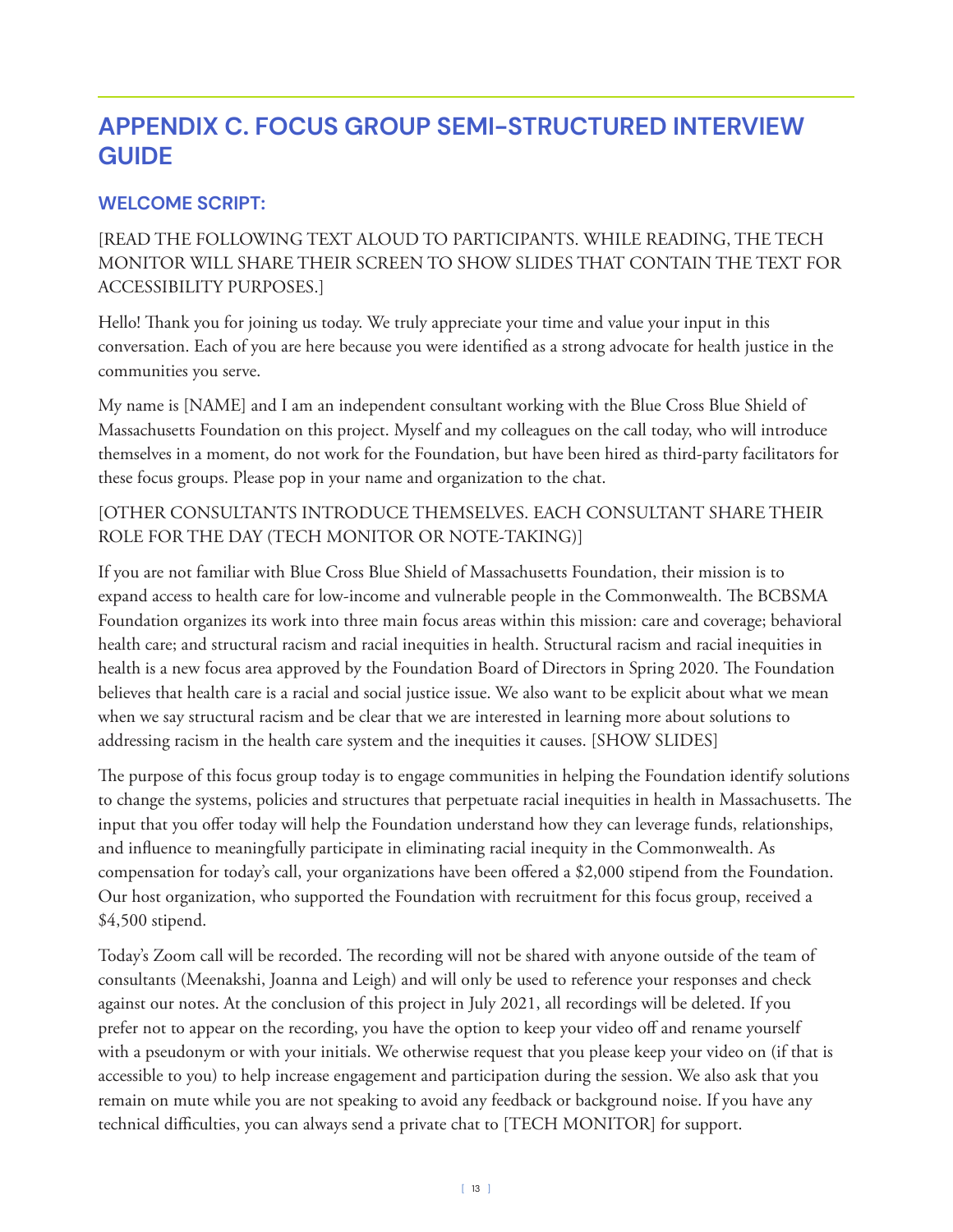# APPENDIX C. FOCUS GROUP SEMI-STRUCTURED INTERVIEW GUIDE

## WELCOME SCRIPT:

[READ THE FOLLOWING TEXT ALOUD TO PARTICIPANTS. WHILE READING, THE TECH MONITOR WILL SHARE THEIR SCREEN TO SHOW SLIDES THAT CONTAIN THE TEXT FOR ACCESSIBILITY PURPOSES.]

Hello! Thank you for joining us today. We truly appreciate your time and value your input in this conversation. Each of you are here because you were identified as a strong advocate for health justice in the communities you serve.

My name is [NAME] and I am an independent consultant working with the Blue Cross Blue Shield of Massachusetts Foundation on this project. Myself and my colleagues on the call today, who will introduce themselves in a moment, do not work for the Foundation, but have been hired as third-party facilitators for these focus groups. Please pop in your name and organization to the chat.

[OTHER CONSULTANTS INTRODUCE THEMSELVES. EACH CONSULTANT SHARE THEIR ROLE FOR THE DAY (TECH MONITOR OR NOTE-TAKING)]

If you are not familiar with Blue Cross Blue Shield of Massachusetts Foundation, their mission is to expand access to health care for low-income and vulnerable people in the Commonwealth. The BCBSMA Foundation organizes its work into three main focus areas within this mission: care and coverage; behavioral health care; and structural racism and racial inequities in health. Structural racism and racial inequities in health is a new focus area approved by the Foundation Board of Directors in Spring 2020. The Foundation believes that health care is a racial and social justice issue. We also want to be explicit about what we mean when we say structural racism and be clear that we are interested in learning more about solutions to addressing racism in the health care system and the inequities it causes. [SHOW SLIDES]

The purpose of this focus group today is to engage communities in helping the Foundation identify solutions to change the systems, policies and structures that perpetuate racial inequities in health in Massachusetts. The input that you offer today will help the Foundation understand how they can leverage funds, relationships, and influence to meaningfully participate in eliminating racial inequity in the Commonwealth. As compensation for today's call, your organizations have been offered a $2,000 stipend from the Foundation. Our host organization, who supported the Foundation with recruitment for this focus group, received a $4,500 stipend.

Today's Zoom call will be recorded. The recording will not be shared with anyone outside of the team of consultants (Meenakshi, Joanna and Leigh) and will only be used to reference your responses and check against our notes. At the conclusion of this project in July 2021, all recordings will be deleted. If you prefer not to appear on the recording, you have the option to keep your video off and rename yourself with a pseudonym or with your initials. We otherwise request that you please keep your video on (if that is accessible to you) to help increase engagement and participation during the session. We also ask that you remain on mute while you are not speaking to avoid any feedback or background noise. If you have any technical difficulties, you can always send a private chat to [TECH MONITOR] for support.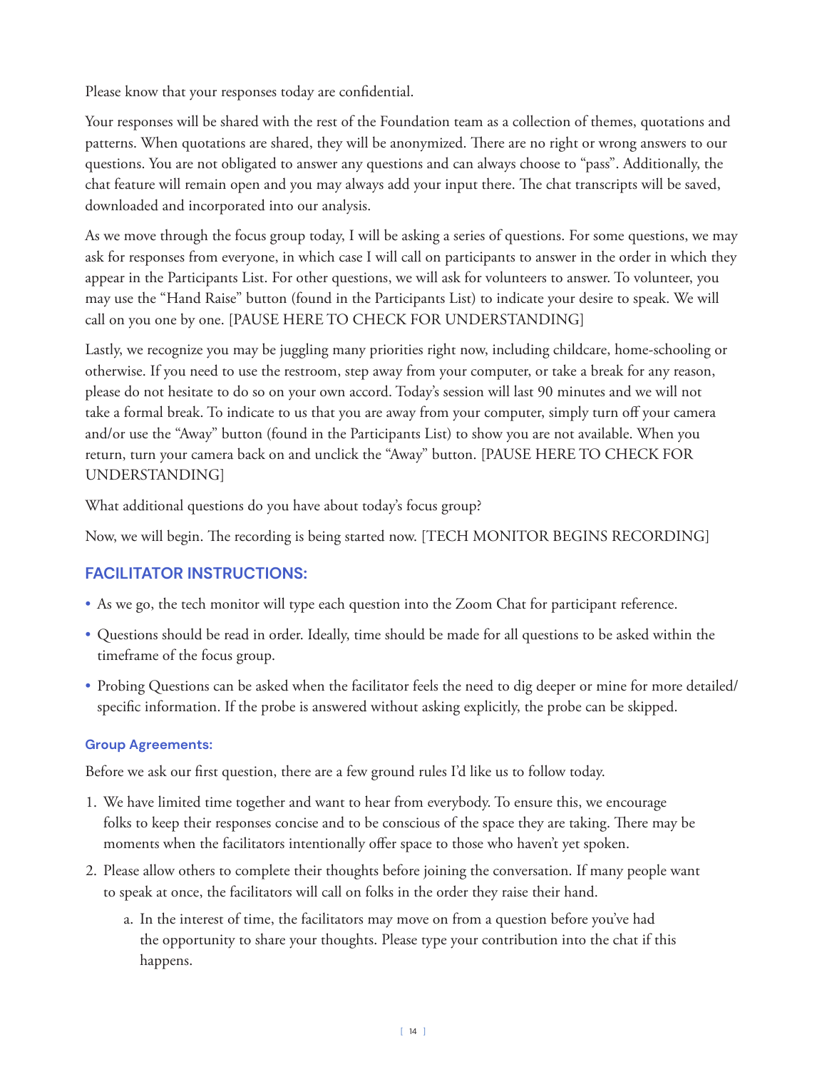Please know that your responses today are confidential.

Your responses will be shared with the rest of the Foundation team as a collection of themes, quotations and patterns. When quotations are shared, they will be anonymized. There are no right or wrong answers to our questions. You are not obligated to answer any questions and can always choose to "pass". Additionally, the chat feature will remain open and you may always add your input there. The chat transcripts will be saved, downloaded and incorporated into our analysis.

As we move through the focus group today, I will be asking a series of questions. For some questions, we may ask for responses from everyone, in which case I will call on participants to answer in the order in which they appear in the Participants List. For other questions, we will ask for volunteers to answer. To volunteer, you may use the "Hand Raise" button (found in the Participants List) to indicate your desire to speak. We will call on you one by one. [PAUSE HERE TO CHECK FOR UNDERSTANDING]

Lastly, we recognize you may be juggling many priorities right now, including childcare, home-schooling or otherwise. If you need to use the restroom, step away from your computer, or take a break for any reason, please do not hesitate to do so on your own accord. Today's session will last 90 minutes and we will not take a formal break. To indicate to us that you are away from your computer, simply turn off your camera and/or use the "Away" button (found in the Participants List) to show you are not available. When you return, turn your camera back on and unclick the "Away" button. [PAUSE HERE TO CHECK FOR UNDERSTANDING]

What additional questions do you have about today's focus group?

Now, we will begin. The recording is being started now. [TECH MONITOR BEGINS RECORDING]

## FACILITATOR INSTRUCTIONS:

- As we go, the tech monitor will type each question into the Zoom Chat for participant reference.
- Questions should be read in order. Ideally, time should be made for all questions to be asked within the timeframe of the focus group.
- Probing Questions can be asked when the facilitator feels the need to dig deeper or mine for more detailed/specific information. If the probe is answered without asking explicitly, the probe can be skipped.

### Group Agreements:

Before we ask our first question, there are a few ground rules I'd like us to follow today.

1. We have limited time together and want to hear from everybody. To ensure this, we encourage folks to keep their responses concise and to be conscious of the space they are taking. There may be moments when the facilitators intentionally offer space to those who haven't yet spoken.
2. Please allow others to complete their thoughts before joining the conversation. If many people want to speak at once, the facilitators will call on folks in the order they raise their hand.
   a. In the interest of time, the facilitators may move on from a question before you've had the opportunity to share your thoughts. Please type your contribution into the chat if this happens.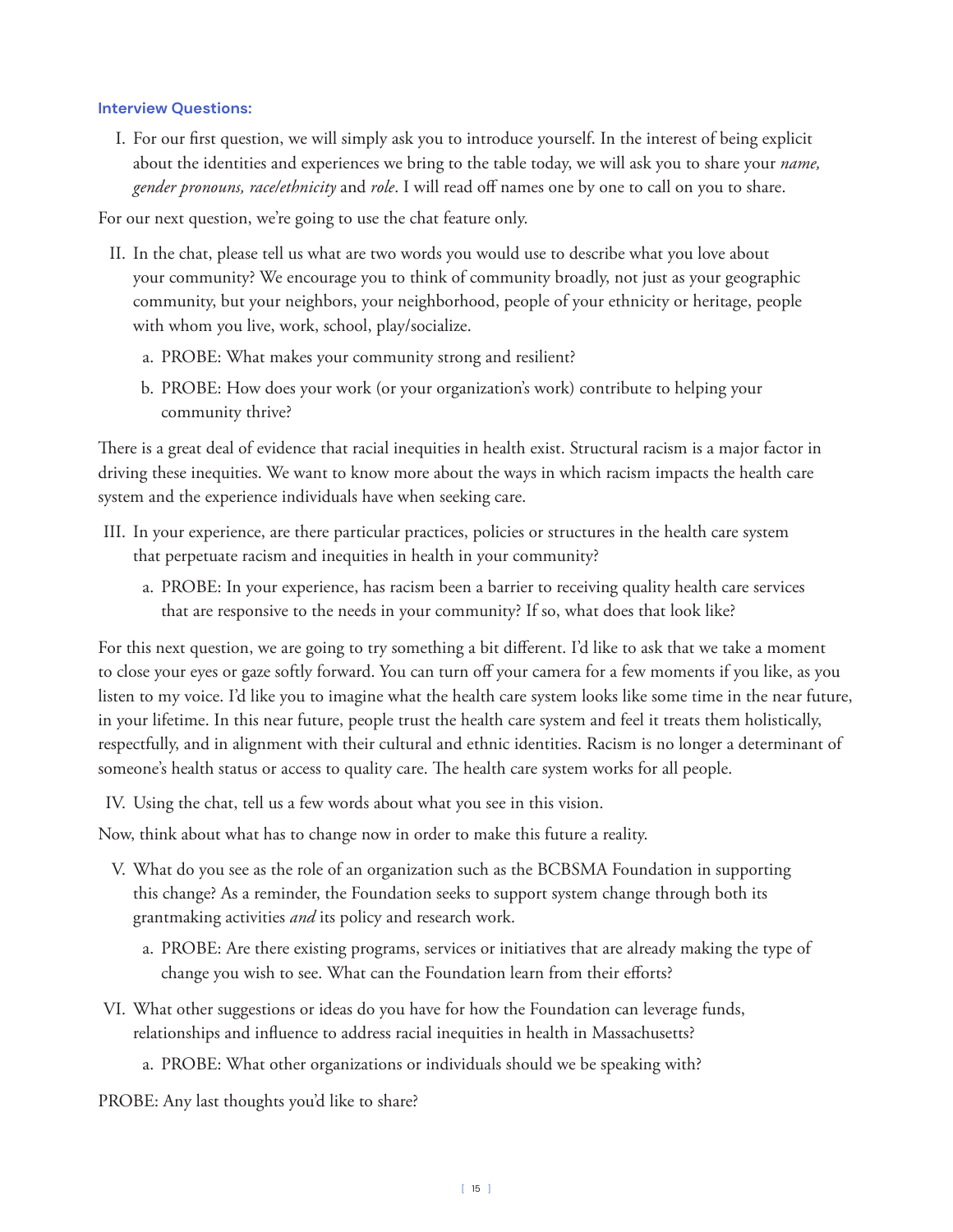**Interview Questions:**

I. For our first question, we will simply ask you to introduce yourself. In the interest of being explicit about the identities and experiences we bring to the table today, we will ask you to share your *name, gender pronouns, race/ethnicity* and *role*. I will read off names one by one to call on you to share.

For our next question, we're going to use the chat feature only.

II. In the chat, please tell us what are two words you would use to describe what you love about your community? We encourage you to think of community broadly, not just as your geographic community, but your neighbors, your neighborhood, people of your ethnicity or heritage, people with whom you live, work, school, play/socialize.

   a. PROBE: What makes your community strong and resilient?

   b. PROBE: How does your work (or your organization's work) contribute to helping your community thrive?

There is a great deal of evidence that racial inequities in health exist. Structural racism is a major factor in driving these inequities. We want to know more about the ways in which racism impacts the health care system and the experience individuals have when seeking care.

III. In your experience, are there particular practices, policies or structures in the health care system that perpetuate racism and inequities in health in your community?

   a. PROBE: In your experience, has racism been a barrier to receiving quality health care services that are responsive to the needs in your community? If so, what does that look like?

For this next question, we are going to try something a bit different. I'd like to ask that we take a moment to close your eyes or gaze softly forward. You can turn off your camera for a few moments if you like, as you listen to my voice. I'd like you to imagine what the health care system looks like some time in the near future, in your lifetime. In this near future, people trust the health care system and feel it treats them holistically, respectfully, and in alignment with their cultural and ethnic identities. Racism is no longer a determinant of someone's health status or access to quality care. The health care system works for all people.

IV. Using the chat, tell us a few words about what you see in this vision.

Now, think about what has to change now in order to make this future a reality.

V. What do you see as the role of an organization such as the BCBSMA Foundation in supporting this change? As a reminder, the Foundation seeks to support system change through both its grantmaking activities *and* its policy and research work.

   a. PROBE: Are there existing programs, services or initiatives that are already making the type of change you wish to see. What can the Foundation learn from their efforts?

VI. What other suggestions or ideas do you have for how the Foundation can leverage funds, relationships and influence to address racial inequities in health in Massachusetts?

   a. PROBE: What other organizations or individuals should we be speaking with?

PROBE: Any last thoughts you'd like to share?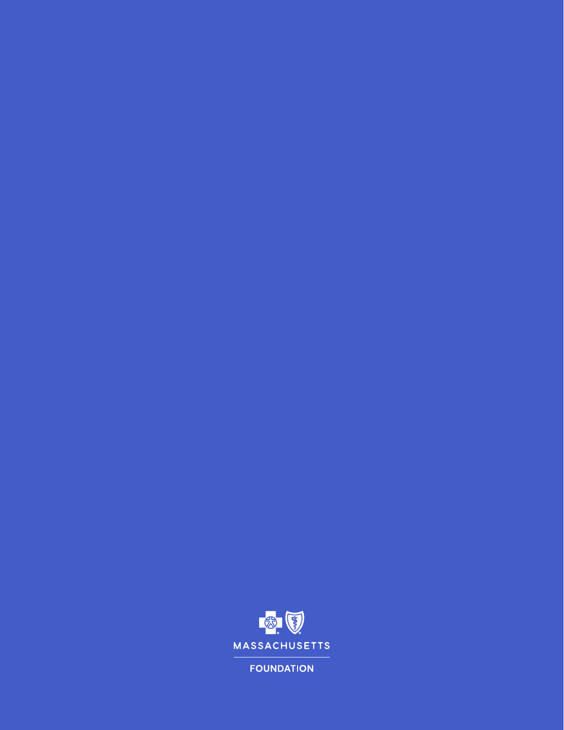MASSACHUSETTS

FOUNDATION